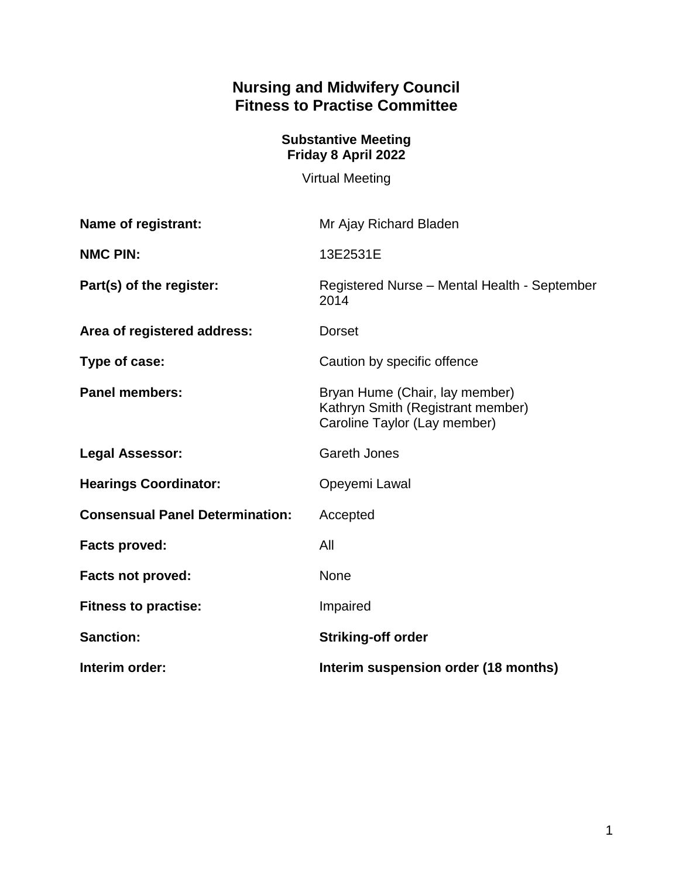# Nursing and Midwifery Council
# Fitness to Practise Committee

**Substantive Meeting**
**Friday 8 April 2022**

Virtual Meeting

| | |
|---|---|
| **Name of registrant:** | Mr Ajay Richard Bladen |
| **NMC PIN:** | 13E2531E |
| **Part(s) of the register:** | Registered Nurse – Mental Health - September 2014 |
| **Area of registered address:** | Dorset |
| **Type of case:** | Caution by specific offence |
| **Panel members:** | Bryan Hume (Chair, lay member)<br>Kathryn Smith (Registrant member)<br>Caroline Taylor (Lay member) |
| **Legal Assessor:** | Gareth Jones |
| **Hearings Coordinator:** | Opeyemi Lawal |
| **Consensual Panel Determination:** | Accepted |
| **Facts proved:** | All |
| **Facts not proved:** | None |
| **Fitness to practise:** | Impaired |
| **Sanction:** | **Striking-off order** |
| **Interim order:** | **Interim suspension order (18 months)** |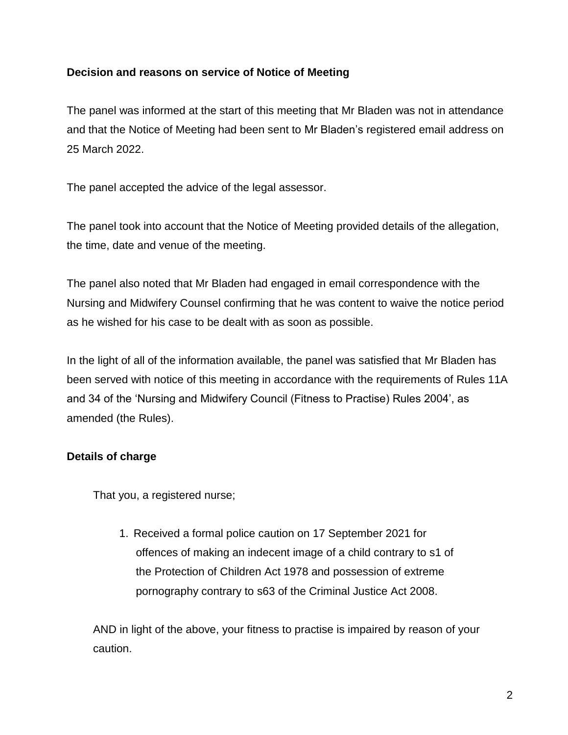**Decision and reasons on service of Notice of Meeting**

The panel was informed at the start of this meeting that Mr Bladen was not in attendance and that the Notice of Meeting had been sent to Mr Bladen's registered email address on 25 March 2022.

The panel accepted the advice of the legal assessor.

The panel took into account that the Notice of Meeting provided details of the allegation, the time, date and venue of the meeting.

The panel also noted that Mr Bladen had engaged in email correspondence with the Nursing and Midwifery Counsel confirming that he was content to waive the notice period as he wished for his case to be dealt with as soon as possible.

In the light of all of the information available, the panel was satisfied that Mr Bladen has been served with notice of this meeting in accordance with the requirements of Rules 11A and 34 of the 'Nursing and Midwifery Council (Fitness to Practise) Rules 2004', as amended (the Rules).

**Details of charge**

That you, a registered nurse;

1. Received a formal police caution on 17 September 2021 for offences of making an indecent image of a child contrary to s1 of the Protection of Children Act 1978 and possession of extreme pornography contrary to s63 of the Criminal Justice Act 2008.

AND in light of the above, your fitness to practise is impaired by reason of your caution.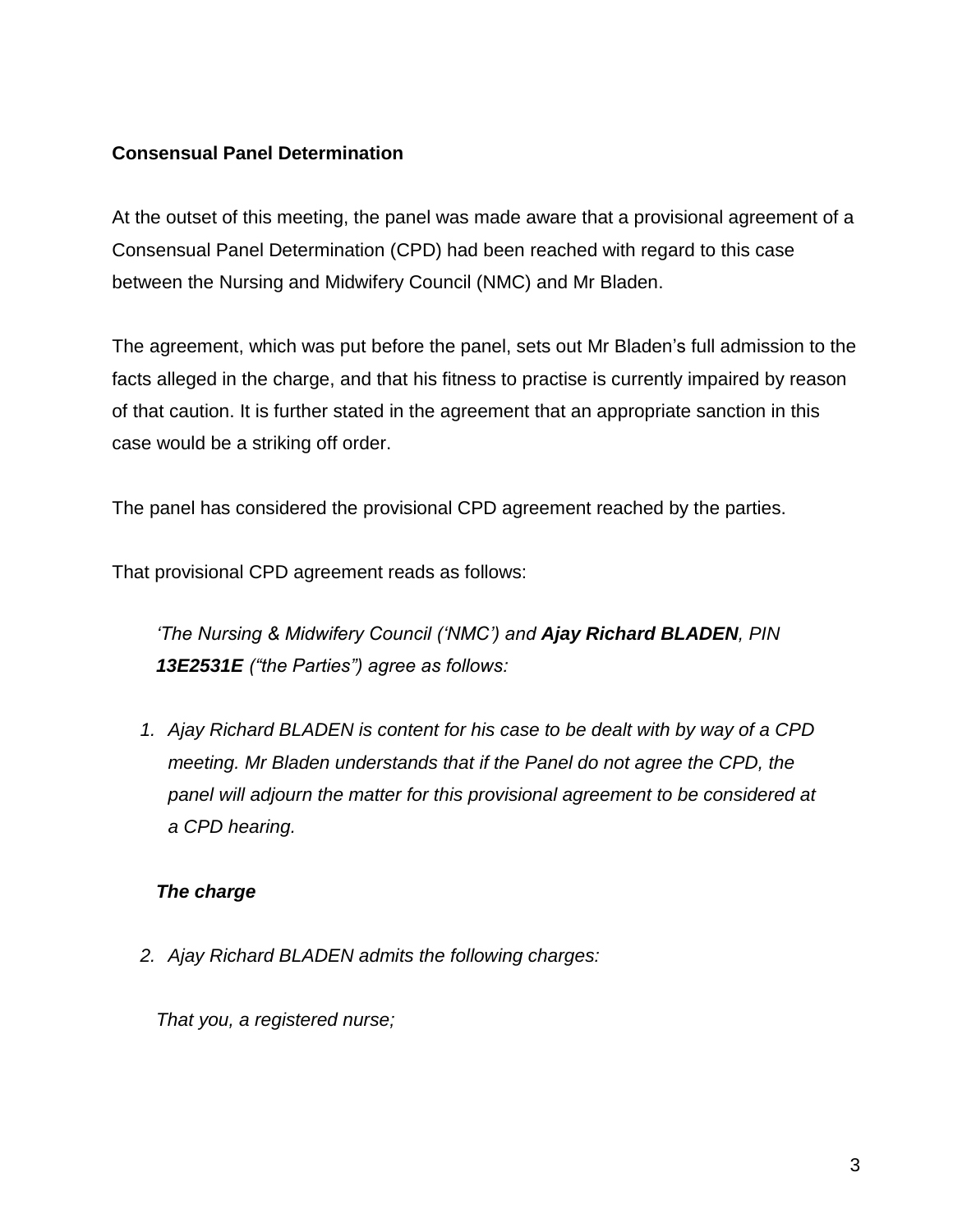**Consensual Panel Determination**

At the outset of this meeting, the panel was made aware that a provisional agreement of a Consensual Panel Determination (CPD) had been reached with regard to this case between the Nursing and Midwifery Council (NMC) and Mr Bladen.

The agreement, which was put before the panel, sets out Mr Bladen's full admission to the facts alleged in the charge, and that his fitness to practise is currently impaired by reason of that caution. It is further stated in the agreement that an appropriate sanction in this case would be a striking off order.

The panel has considered the provisional CPD agreement reached by the parties.

That provisional CPD agreement reads as follows:

*'The Nursing & Midwifery Council ('NMC') and **Ajay Richard BLADEN**, PIN **13E2531E** ("the Parties") agree as follows:*

1. *Ajay Richard BLADEN is content for his case to be dealt with by way of a CPD meeting. Mr Bladen understands that if the Panel do not agree the CPD, the panel will adjourn the matter for this provisional agreement to be considered at a CPD hearing.*

***The charge***

2. *Ajay Richard BLADEN admits the following charges:*

*That you, a registered nurse;*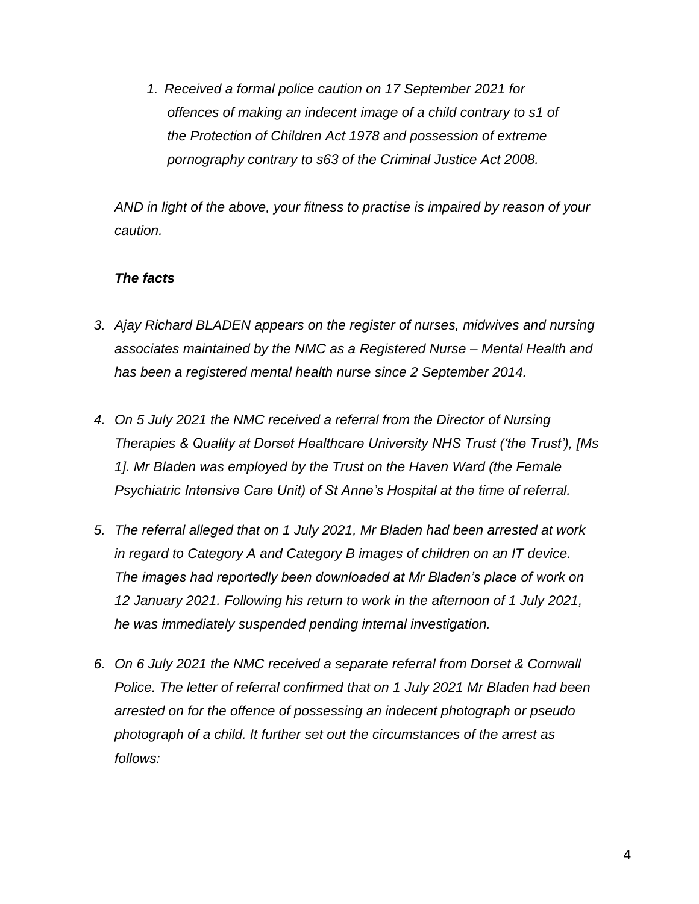*1. Received a formal police caution on 17 September 2021 for offences of making an indecent image of a child contrary to s1 of the Protection of Children Act 1978 and possession of extreme pornography contrary to s63 of the Criminal Justice Act 2008.*

*AND in light of the above, your fitness to practise is impaired by reason of your caution.*

***The facts***

3. *Ajay Richard BLADEN appears on the register of nurses, midwives and nursing associates maintained by the NMC as a Registered Nurse – Mental Health and has been a registered mental health nurse since 2 September 2014.*

4. *On 5 July 2021 the NMC received a referral from the Director of Nursing Therapies & Quality at Dorset Healthcare University NHS Trust ('the Trust'), [Ms 1]. Mr Bladen was employed by the Trust on the Haven Ward (the Female Psychiatric Intensive Care Unit) of St Anne's Hospital at the time of referral.*

5. *The referral alleged that on 1 July 2021, Mr Bladen had been arrested at work in regard to Category A and Category B images of children on an IT device. The images had reportedly been downloaded at Mr Bladen's place of work on 12 January 2021. Following his return to work in the afternoon of 1 July 2021, he was immediately suspended pending internal investigation.*

6. *On 6 July 2021 the NMC received a separate referral from Dorset & Cornwall Police. The letter of referral confirmed that on 1 July 2021 Mr Bladen had been arrested on for the offence of possessing an indecent photograph or pseudo photograph of a child. It further set out the circumstances of the arrest as follows:*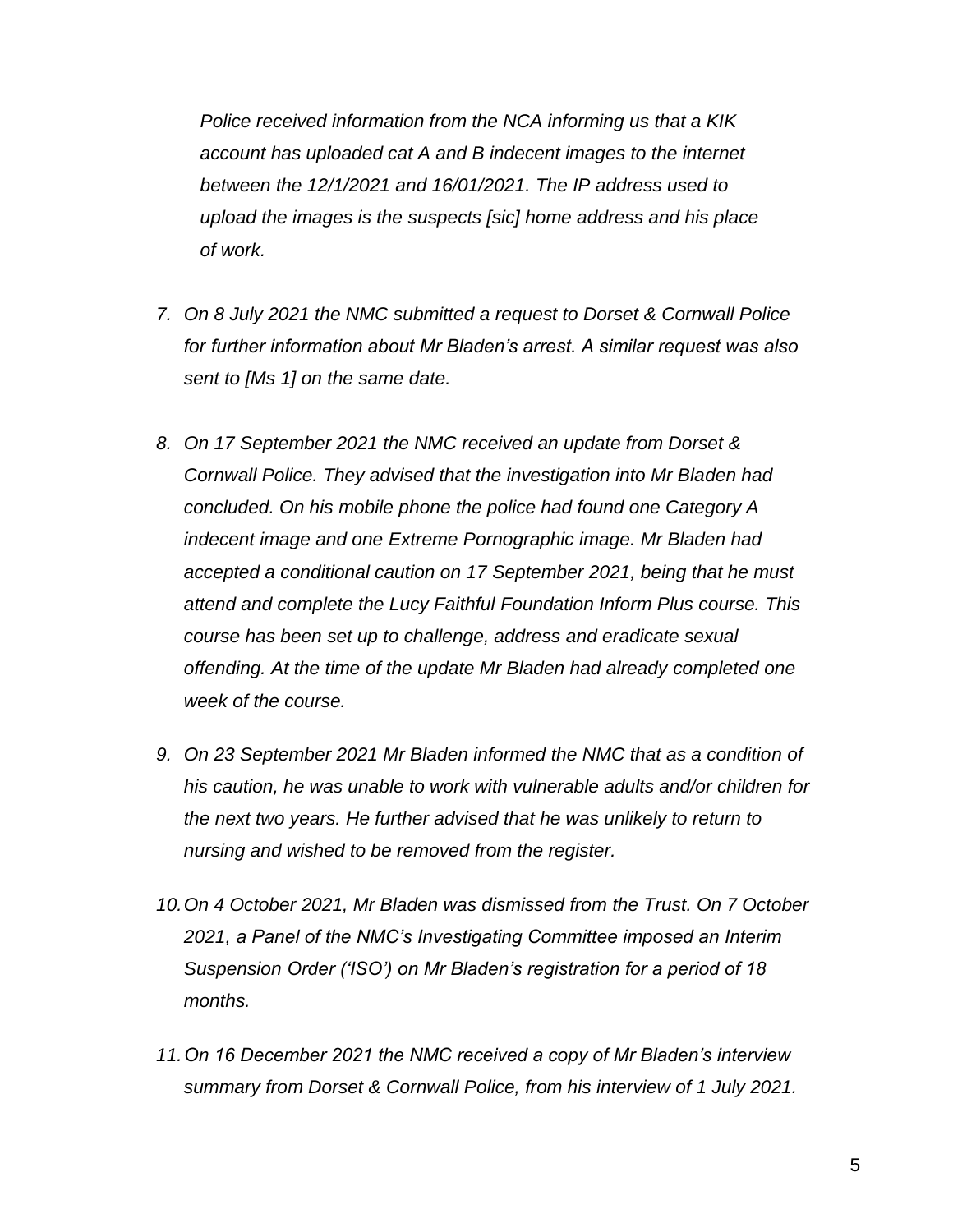*Police received information from the NCA informing us that a KIK account has uploaded cat A and B indecent images to the internet between the 12/1/2021 and 16/01/2021. The IP address used to upload the images is the suspects [sic] home address and his place of work.*

7. *On 8 July 2021 the NMC submitted a request to Dorset & Cornwall Police for further information about Mr Bladen's arrest. A similar request was also sent to [Ms 1] on the same date.*

8. *On 17 September 2021 the NMC received an update from Dorset & Cornwall Police. They advised that the investigation into Mr Bladen had concluded. On his mobile phone the police had found one Category A indecent image and one Extreme Pornographic image. Mr Bladen had accepted a conditional caution on 17 September 2021, being that he must attend and complete the Lucy Faithful Foundation Inform Plus course. This course has been set up to challenge, address and eradicate sexual offending. At the time of the update Mr Bladen had already completed one week of the course.*

9. *On 23 September 2021 Mr Bladen informed the NMC that as a condition of his caution, he was unable to work with vulnerable adults and/or children for the next two years. He further advised that he was unlikely to return to nursing and wished to be removed from the register.*

10. *On 4 October 2021, Mr Bladen was dismissed from the Trust. On 7 October 2021, a Panel of the NMC's Investigating Committee imposed an Interim Suspension Order ('ISO') on Mr Bladen's registration for a period of 18 months.*

11. *On 16 December 2021 the NMC received a copy of Mr Bladen's interview summary from Dorset & Cornwall Police, from his interview of 1 July 2021.*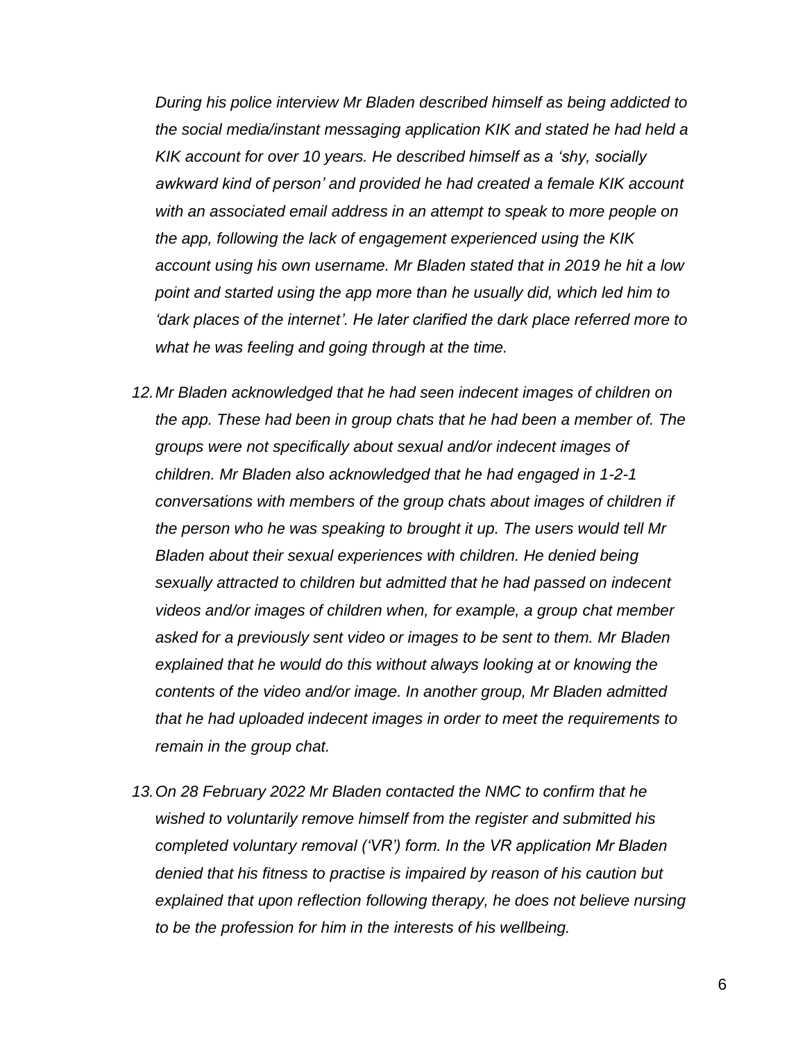*During his police interview Mr Bladen described himself as being addicted to the social media/instant messaging application KIK and stated he had held a KIK account for over 10 years. He described himself as a 'shy, socially awkward kind of person' and provided he had created a female KIK account with an associated email address in an attempt to speak to more people on the app, following the lack of engagement experienced using the KIK account using his own username. Mr Bladen stated that in 2019 he hit a low point and started using the app more than he usually did, which led him to 'dark places of the internet'. He later clarified the dark place referred more to what he was feeling and going through at the time.*

12. *Mr Bladen acknowledged that he had seen indecent images of children on the app. These had been in group chats that he had been a member of. The groups were not specifically about sexual and/or indecent images of children. Mr Bladen also acknowledged that he had engaged in 1-2-1 conversations with members of the group chats about images of children if the person who he was speaking to brought it up. The users would tell Mr Bladen about their sexual experiences with children. He denied being sexually attracted to children but admitted that he had passed on indecent videos and/or images of children when, for example, a group chat member asked for a previously sent video or images to be sent to them. Mr Bladen explained that he would do this without always looking at or knowing the contents of the video and/or image. In another group, Mr Bladen admitted that he had uploaded indecent images in order to meet the requirements to remain in the group chat.*

13. *On 28 February 2022 Mr Bladen contacted the NMC to confirm that he wished to voluntarily remove himself from the register and submitted his completed voluntary removal ('VR') form. In the VR application Mr Bladen denied that his fitness to practise is impaired by reason of his caution but explained that upon reflection following therapy, he does not believe nursing to be the profession for him in the interests of his wellbeing.*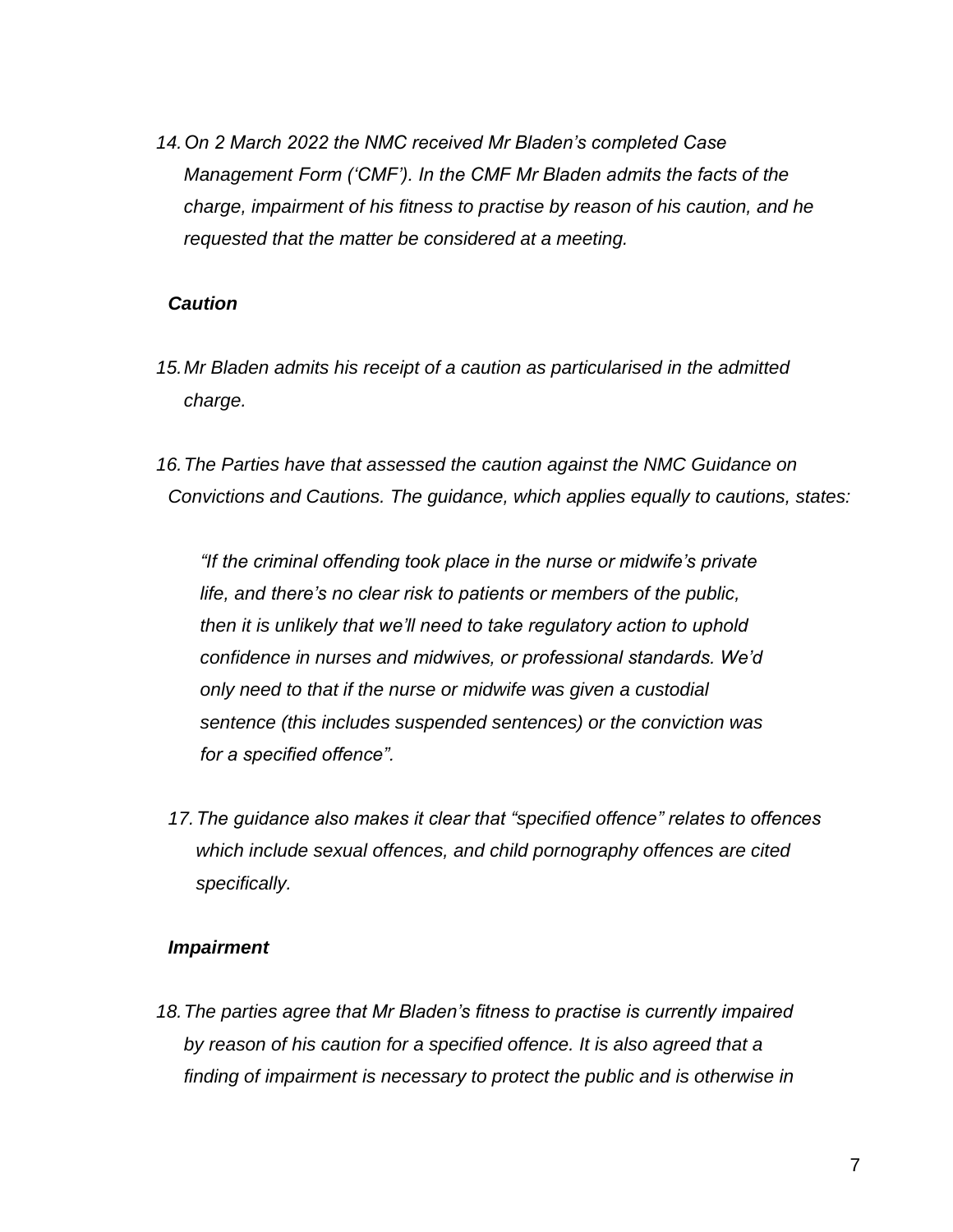*14. On 2 March 2022 the NMC received Mr Bladen's completed Case Management Form ('CMF'). In the CMF Mr Bladen admits the facts of the charge, impairment of his fitness to practise by reason of his caution, and he requested that the matter be considered at a meeting.*

***Caution***

*15. Mr Bladen admits his receipt of a caution as particularised in the admitted charge.*

*16. The Parties have that assessed the caution against the NMC Guidance on Convictions and Cautions. The guidance, which applies equally to cautions, states:*

> *"If the criminal offending took place in the nurse or midwife's private life, and there's no clear risk to patients or members of the public, then it is unlikely that we'll need to take regulatory action to uphold confidence in nurses and midwives, or professional standards. We'd only need to that if the nurse or midwife was given a custodial sentence (this includes suspended sentences) or the conviction was for a specified offence".*

*17. The guidance also makes it clear that "specified offence" relates to offences which include sexual offences, and child pornography offences are cited specifically.*

***Impairment***

*18. The parties agree that Mr Bladen's fitness to practise is currently impaired by reason of his caution for a specified offence. It is also agreed that a finding of impairment is necessary to protect the public and is otherwise in*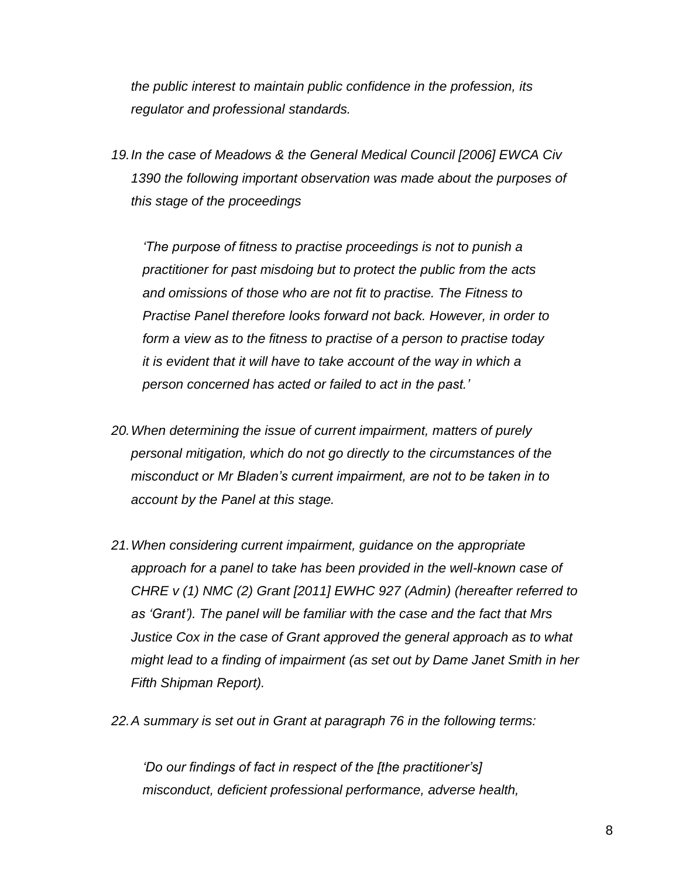*the public interest to maintain public confidence in the profession, its regulator and professional standards.*

19. *In the case of Meadows & the General Medical Council [2006] EWCA Civ 1390 the following important observation was made about the purposes of this stage of the proceedings*

    *'The purpose of fitness to practise proceedings is not to punish a practitioner for past misdoing but to protect the public from the acts and omissions of those who are not fit to practise. The Fitness to Practise Panel therefore looks forward not back. However, in order to form a view as to the fitness to practise of a person to practise today it is evident that it will have to take account of the way in which a person concerned has acted or failed to act in the past.'*

20. *When determining the issue of current impairment, matters of purely personal mitigation, which do not go directly to the circumstances of the misconduct or Mr Bladen's current impairment, are not to be taken in to account by the Panel at this stage.*

21. *When considering current impairment, guidance on the appropriate approach for a panel to take has been provided in the well-known case of CHRE v (1) NMC (2) Grant [2011] EWHC 927 (Admin) (hereafter referred to as 'Grant'). The panel will be familiar with the case and the fact that Mrs Justice Cox in the case of Grant approved the general approach as to what might lead to a finding of impairment (as set out by Dame Janet Smith in her Fifth Shipman Report).*

22. *A summary is set out in Grant at paragraph 76 in the following terms:*

    *'Do our findings of fact in respect of the [the practitioner's] misconduct, deficient professional performance, adverse health,*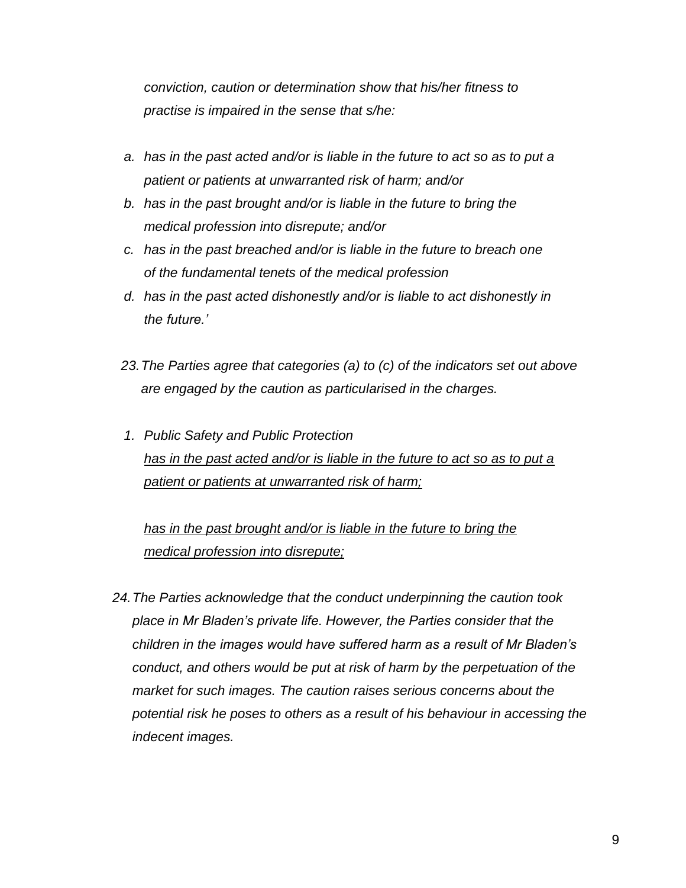*conviction, caution or determination show that his/her fitness to practise is impaired in the sense that s/he:*

*a. has in the past acted and/or is liable in the future to act so as to put a patient or patients at unwarranted risk of harm; and/or*

*b. has in the past brought and/or is liable in the future to bring the medical profession into disrepute; and/or*

*c. has in the past breached and/or is liable in the future to breach one of the fundamental tenets of the medical profession*

*d. has in the past acted dishonestly and/or is liable to act dishonestly in the future.'*

*23. The Parties agree that categories (a) to (c) of the indicators set out above are engaged by the caution as particularised in the charges.*

*1. Public Safety and Public Protection*

*<u>has in the past acted and/or is liable in the future to act so as to put a patient or patients at unwarranted risk of harm;</u>*

*<u>has in the past brought and/or is liable in the future to bring the medical profession into disrepute;</u>*

*24. The Parties acknowledge that the conduct underpinning the caution took place in Mr Bladen's private life. However, the Parties consider that the children in the images would have suffered harm as a result of Mr Bladen's conduct, and others would be put at risk of harm by the perpetuation of the market for such images. The caution raises serious concerns about the potential risk he poses to others as a result of his behaviour in accessing the indecent images.*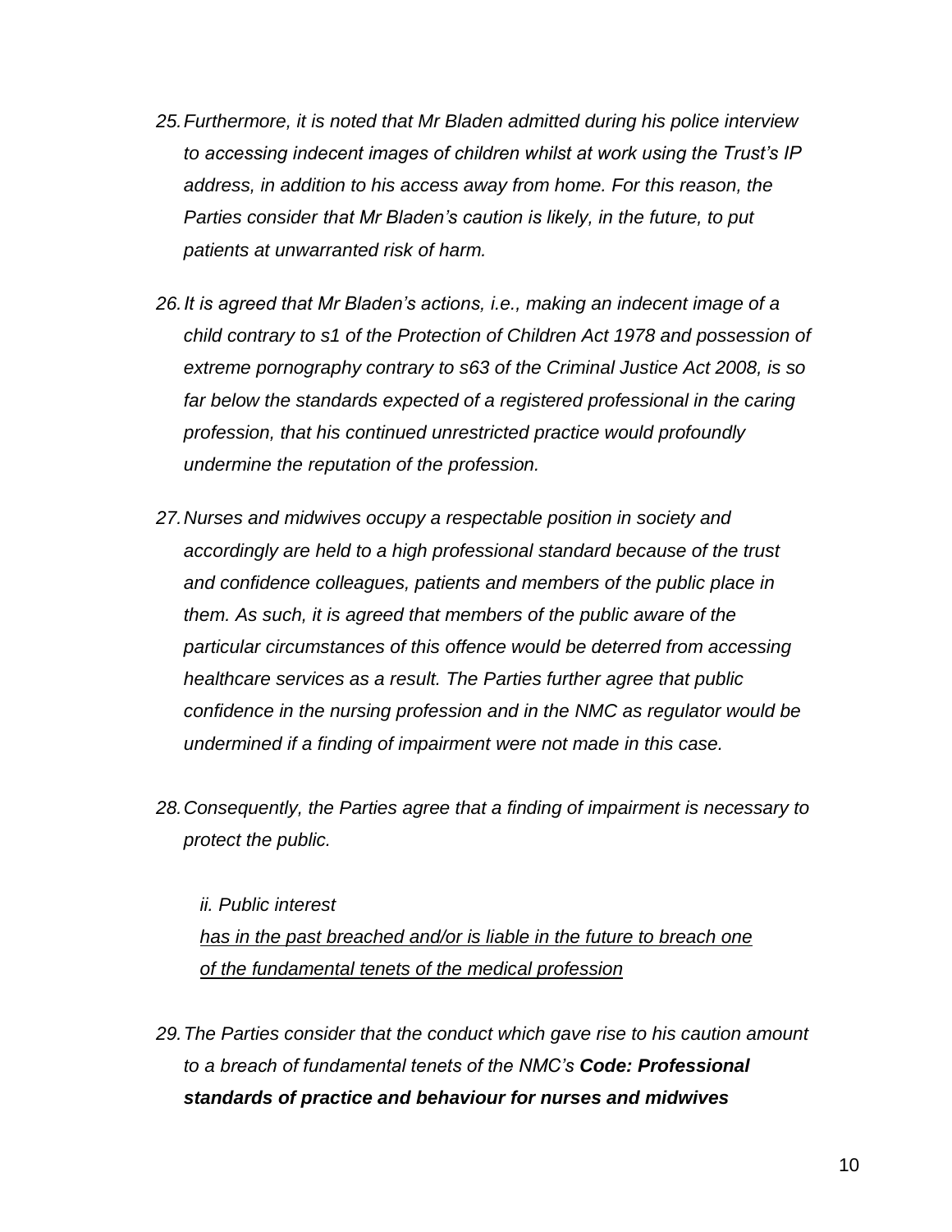25. *Furthermore, it is noted that Mr Bladen admitted during his police interview to accessing indecent images of children whilst at work using the Trust's IP address, in addition to his access away from home. For this reason, the Parties consider that Mr Bladen's caution is likely, in the future, to put patients at unwarranted risk of harm.*

26. *It is agreed that Mr Bladen's actions, i.e., making an indecent image of a child contrary to s1 of the Protection of Children Act 1978 and possession of extreme pornography contrary to s63 of the Criminal Justice Act 2008, is so far below the standards expected of a registered professional in the caring profession, that his continued unrestricted practice would profoundly undermine the reputation of the profession.*

27. *Nurses and midwives occupy a respectable position in society and accordingly are held to a high professional standard because of the trust and confidence colleagues, patients and members of the public place in them. As such, it is agreed that members of the public aware of the particular circumstances of this offence would be deterred from accessing healthcare services as a result. The Parties further agree that public confidence in the nursing profession and in the NMC as regulator would be undermined if a finding of impairment were not made in this case.*

28. *Consequently, the Parties agree that a finding of impairment is necessary to protect the public.*

*ii. Public interest*

*<u>has in the past breached and/or is liable in the future to breach one of the fundamental tenets of the medical profession</u>*

29. *The Parties consider that the conduct which gave rise to his caution amount to a breach of fundamental tenets of the NMC's **Code: Professional standards of practice and behaviour for nurses and midwives***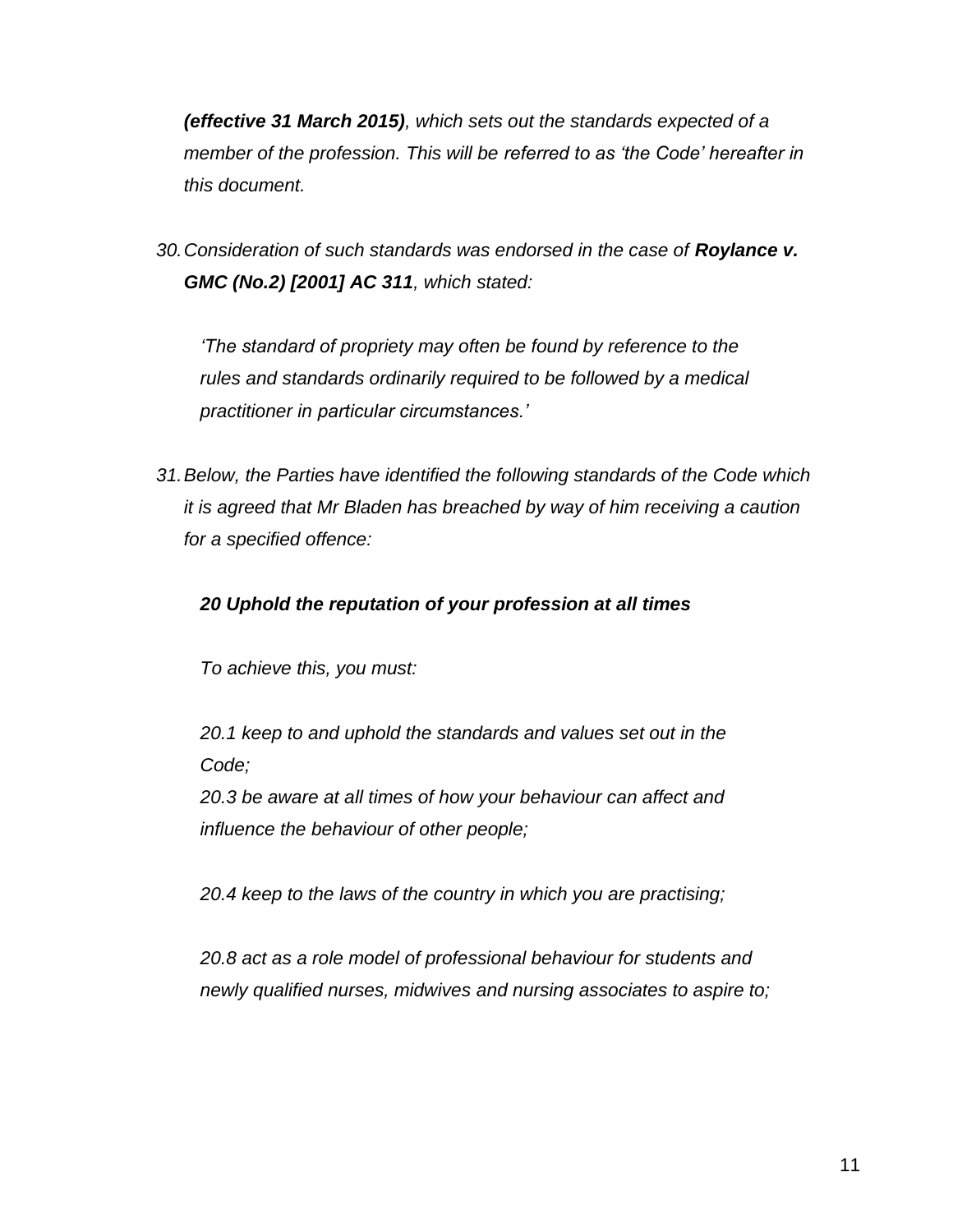***(effective 31 March 2015)****, which sets out the standards expected of a member of the profession. This will be referred to as 'the Code' hereafter in this document.*

30. *Consideration of such standards was endorsed in the case of* ***Roylance v. GMC (No.2) [2001] AC 311****, which stated:*

    *'The standard of propriety may often be found by reference to the rules and standards ordinarily required to be followed by a medical practitioner in particular circumstances.'*

31. *Below, the Parties have identified the following standards of the Code which it is agreed that Mr Bladen has breached by way of him receiving a caution for a specified offence:*

    ***20 Uphold the reputation of your profession at all times***

    *To achieve this, you must:*

    *20.1 keep to and uphold the standards and values set out in the Code;*
    *20.3 be aware at all times of how your behaviour can affect and influence the behaviour of other people;*

    *20.4 keep to the laws of the country in which you are practising;*

    *20.8 act as a role model of professional behaviour for students and newly qualified nurses, midwives and nursing associates to aspire to;*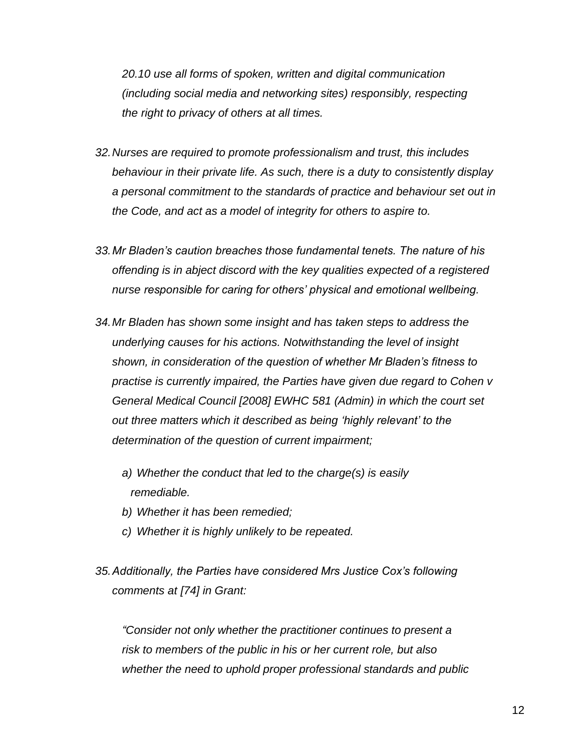*20.10 use all forms of spoken, written and digital communication (including social media and networking sites) responsibly, respecting the right to privacy of others at all times.*

32. *Nurses are required to promote professionalism and trust, this includes behaviour in their private life. As such, there is a duty to consistently display a personal commitment to the standards of practice and behaviour set out in the Code, and act as a model of integrity for others to aspire to.*

33. *Mr Bladen's caution breaches those fundamental tenets. The nature of his offending is in abject discord with the key qualities expected of a registered nurse responsible for caring for others' physical and emotional wellbeing.*

34. *Mr Bladen has shown some insight and has taken steps to address the underlying causes for his actions. Notwithstanding the level of insight shown, in consideration of the question of whether Mr Bladen's fitness to practise is currently impaired, the Parties have given due regard to Cohen v General Medical Council [2008] EWHC 581 (Admin) in which the court set out three matters which it described as being 'highly relevant' to the determination of the question of current impairment;*

    a) *Whether the conduct that led to the charge(s) is easily remediable.*
    b) *Whether it has been remedied;*
    c) *Whether it is highly unlikely to be repeated.*

35. *Additionally, the Parties have considered Mrs Justice Cox's following comments at [74] in Grant:*

    *"Consider not only whether the practitioner continues to present a risk to members of the public in his or her current role, but also whether the need to uphold proper professional standards and public*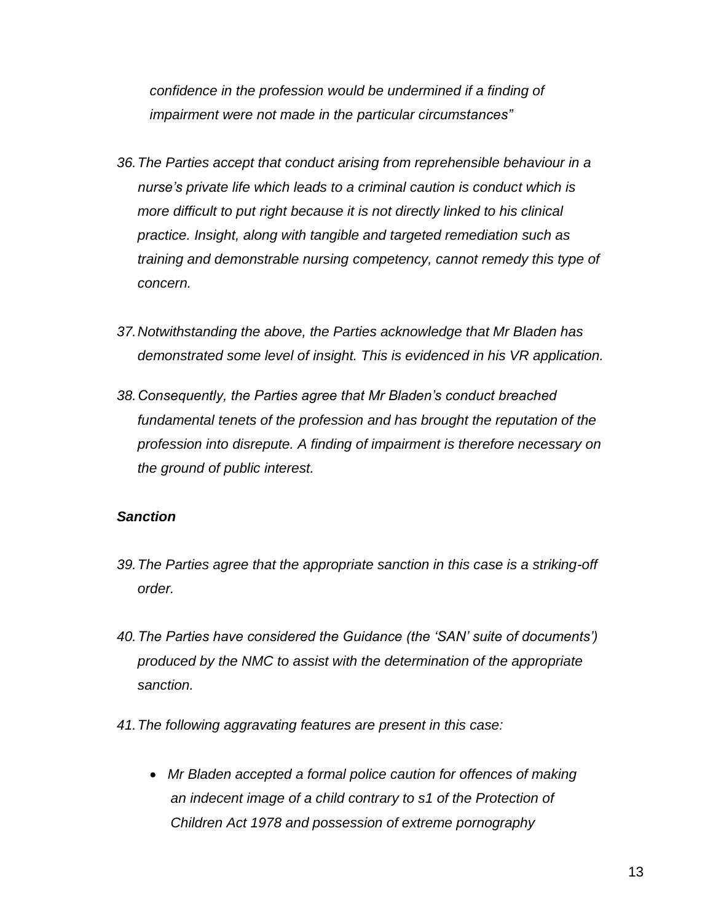*confidence in the profession would be undermined if a finding of impairment were not made in the particular circumstances"*

36. *The Parties accept that conduct arising from reprehensible behaviour in a nurse's private life which leads to a criminal caution is conduct which is more difficult to put right because it is not directly linked to his clinical practice. Insight, along with tangible and targeted remediation such as training and demonstrable nursing competency, cannot remedy this type of concern.*

37. *Notwithstanding the above, the Parties acknowledge that Mr Bladen has demonstrated some level of insight. This is evidenced in his VR application.*

38. *Consequently, the Parties agree that Mr Bladen's conduct breached fundamental tenets of the profession and has brought the reputation of the profession into disrepute. A finding of impairment is therefore necessary on the ground of public interest.*

***Sanction***

39. *The Parties agree that the appropriate sanction in this case is a striking-off order.*

40. *The Parties have considered the Guidance (the 'SAN' suite of documents') produced by the NMC to assist with the determination of the appropriate sanction.*

41. *The following aggravating features are present in this case:*

    - *Mr Bladen accepted a formal police caution for offences of making an indecent image of a child contrary to s1 of the Protection of Children Act 1978 and possession of extreme pornography*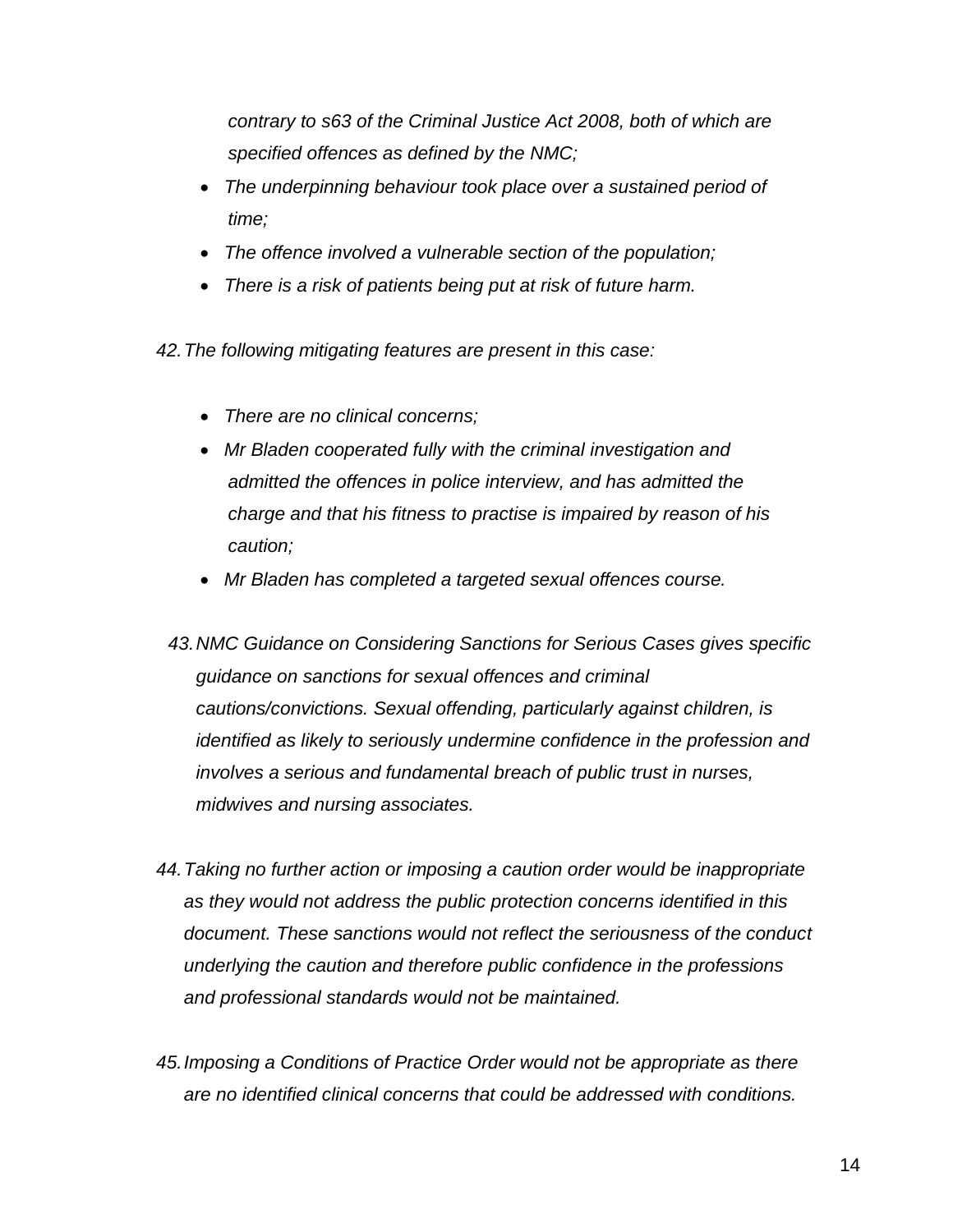*contrary to s63 of the Criminal Justice Act 2008, both of which are specified offences as defined by the NMC;*

- *The underpinning behaviour took place over a sustained period of time;*
- *The offence involved a vulnerable section of the population;*
- *There is a risk of patients being put at risk of future harm.*

*42. The following mitigating features are present in this case:*

- *There are no clinical concerns;*
- *Mr Bladen cooperated fully with the criminal investigation and admitted the offences in police interview, and has admitted the charge and that his fitness to practise is impaired by reason of his caution;*
- *Mr Bladen has completed a targeted sexual offences course.*

*43. NMC Guidance on Considering Sanctions for Serious Cases gives specific guidance on sanctions for sexual offences and criminal cautions/convictions. Sexual offending, particularly against children, is identified as likely to seriously undermine confidence in the profession and involves a serious and fundamental breach of public trust in nurses, midwives and nursing associates.*

*44. Taking no further action or imposing a caution order would be inappropriate as they would not address the public protection concerns identified in this document. These sanctions would not reflect the seriousness of the conduct underlying the caution and therefore public confidence in the professions and professional standards would not be maintained.*

*45. Imposing a Conditions of Practice Order would not be appropriate as there are no identified clinical concerns that could be addressed with conditions.*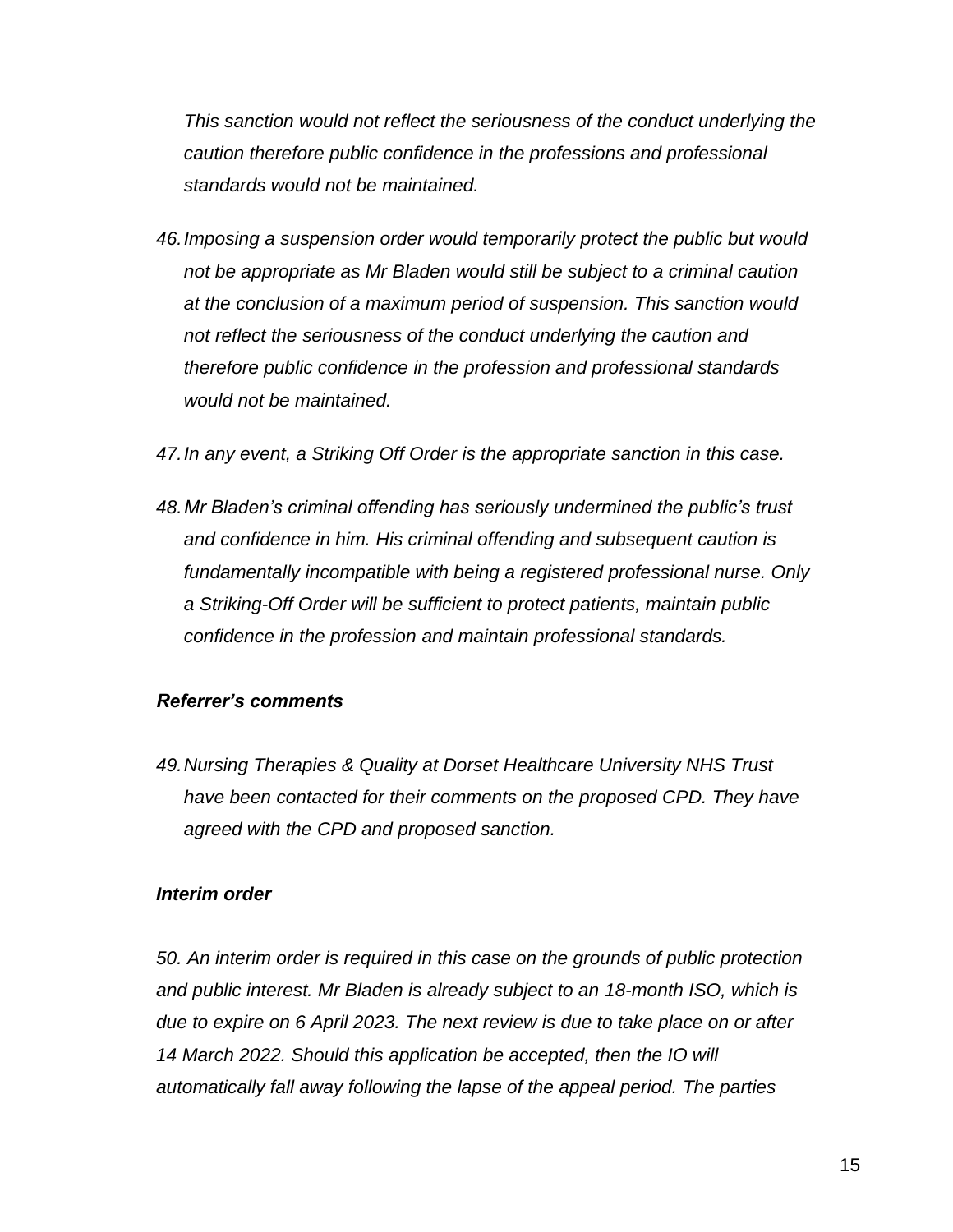*This sanction would not reflect the seriousness of the conduct underlying the caution therefore public confidence in the professions and professional standards would not be maintained.*

46. *Imposing a suspension order would temporarily protect the public but would not be appropriate as Mr Bladen would still be subject to a criminal caution at the conclusion of a maximum period of suspension. This sanction would not reflect the seriousness of the conduct underlying the caution and therefore public confidence in the profession and professional standards would not be maintained.*

47. *In any event, a Striking Off Order is the appropriate sanction in this case.*

48. *Mr Bladen's criminal offending has seriously undermined the public's trust and confidence in him. His criminal offending and subsequent caution is fundamentally incompatible with being a registered professional nurse. Only a Striking-Off Order will be sufficient to protect patients, maintain public confidence in the profession and maintain professional standards.*

***Referrer's comments***

49. *Nursing Therapies & Quality at Dorset Healthcare University NHS Trust have been contacted for their comments on the proposed CPD. They have agreed with the CPD and proposed sanction.*

***Interim order***

*50. An interim order is required in this case on the grounds of public protection and public interest. Mr Bladen is already subject to an 18-month ISO, which is due to expire on 6 April 2023. The next review is due to take place on or after 14 March 2022. Should this application be accepted, then the IO will automatically fall away following the lapse of the appeal period. The parties*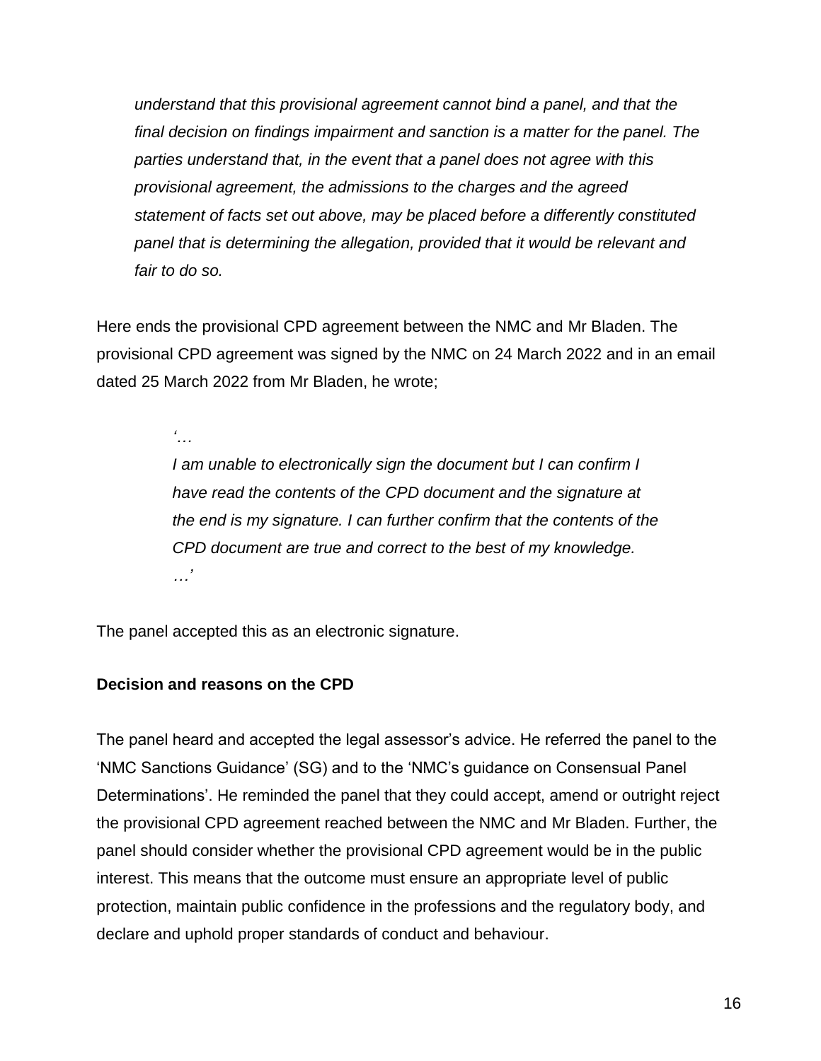*understand that this provisional agreement cannot bind a panel, and that the final decision on findings impairment and sanction is a matter for the panel. The parties understand that, in the event that a panel does not agree with this provisional agreement, the admissions to the charges and the agreed statement of facts set out above, may be placed before a differently constituted panel that is determining the allegation, provided that it would be relevant and fair to do so.*

Here ends the provisional CPD agreement between the NMC and Mr Bladen. The provisional CPD agreement was signed by the NMC on 24 March 2022 and in an email dated 25 March 2022 from Mr Bladen, he wrote;

> *'…*
> *I am unable to electronically sign the document but I can confirm I have read the contents of the CPD document and the signature at the end is my signature. I can further confirm that the contents of the CPD document are true and correct to the best of my knowledge.*
> *…'*

The panel accepted this as an electronic signature.

**Decision and reasons on the CPD**

The panel heard and accepted the legal assessor's advice. He referred the panel to the 'NMC Sanctions Guidance' (SG) and to the 'NMC's guidance on Consensual Panel Determinations'. He reminded the panel that they could accept, amend or outright reject the provisional CPD agreement reached between the NMC and Mr Bladen. Further, the panel should consider whether the provisional CPD agreement would be in the public interest. This means that the outcome must ensure an appropriate level of public protection, maintain public confidence in the professions and the regulatory body, and declare and uphold proper standards of conduct and behaviour.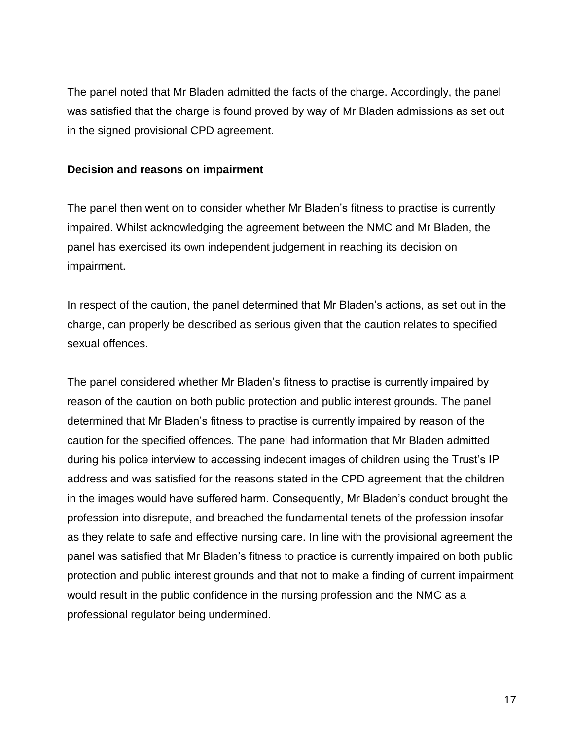The panel noted that Mr Bladen admitted the facts of the charge. Accordingly, the panel was satisfied that the charge is found proved by way of Mr Bladen admissions as set out in the signed provisional CPD agreement.

**Decision and reasons on impairment**

The panel then went on to consider whether Mr Bladen's fitness to practise is currently impaired. Whilst acknowledging the agreement between the NMC and Mr Bladen, the panel has exercised its own independent judgement in reaching its decision on impairment.

In respect of the caution, the panel determined that Mr Bladen's actions, as set out in the charge, can properly be described as serious given that the caution relates to specified sexual offences.

The panel considered whether Mr Bladen's fitness to practise is currently impaired by reason of the caution on both public protection and public interest grounds. The panel determined that Mr Bladen's fitness to practise is currently impaired by reason of the caution for the specified offences. The panel had information that Mr Bladen admitted during his police interview to accessing indecent images of children using the Trust's IP address and was satisfied for the reasons stated in the CPD agreement that the children in the images would have suffered harm. Consequently, Mr Bladen's conduct brought the profession into disrepute, and breached the fundamental tenets of the profession insofar as they relate to safe and effective nursing care. In line with the provisional agreement the panel was satisfied that Mr Bladen's fitness to practice is currently impaired on both public protection and public interest grounds and that not to make a finding of current impairment would result in the public confidence in the nursing profession and the NMC as a professional regulator being undermined.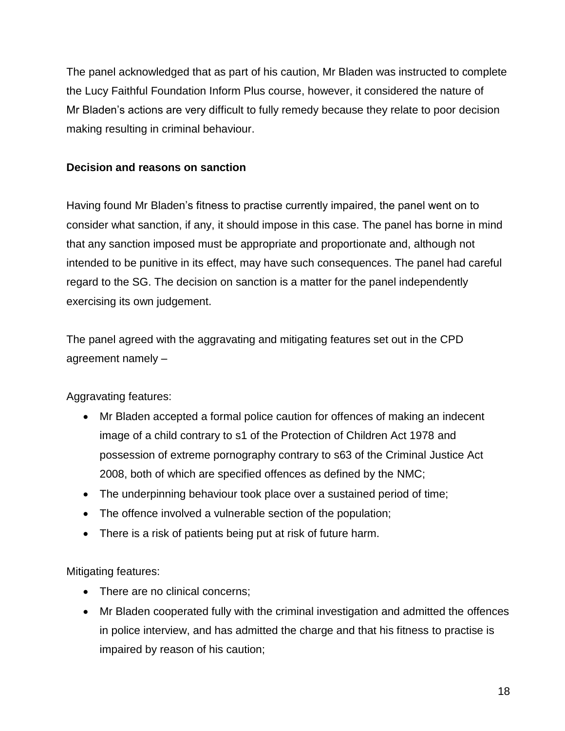The panel acknowledged that as part of his caution, Mr Bladen was instructed to complete the Lucy Faithful Foundation Inform Plus course, however, it considered the nature of Mr Bladen's actions are very difficult to fully remedy because they relate to poor decision making resulting in criminal behaviour.

**Decision and reasons on sanction**

Having found Mr Bladen's fitness to practise currently impaired, the panel went on to consider what sanction, if any, it should impose in this case. The panel has borne in mind that any sanction imposed must be appropriate and proportionate and, although not intended to be punitive in its effect, may have such consequences. The panel had careful regard to the SG. The decision on sanction is a matter for the panel independently exercising its own judgement.

The panel agreed with the aggravating and mitigating features set out in the CPD agreement namely –

Aggravating features:

- Mr Bladen accepted a formal police caution for offences of making an indecent image of a child contrary to s1 of the Protection of Children Act 1978 and possession of extreme pornography contrary to s63 of the Criminal Justice Act 2008, both of which are specified offences as defined by the NMC;
- The underpinning behaviour took place over a sustained period of time;
- The offence involved a vulnerable section of the population;
- There is a risk of patients being put at risk of future harm.

Mitigating features:

- There are no clinical concerns;
- Mr Bladen cooperated fully with the criminal investigation and admitted the offences in police interview, and has admitted the charge and that his fitness to practise is impaired by reason of his caution;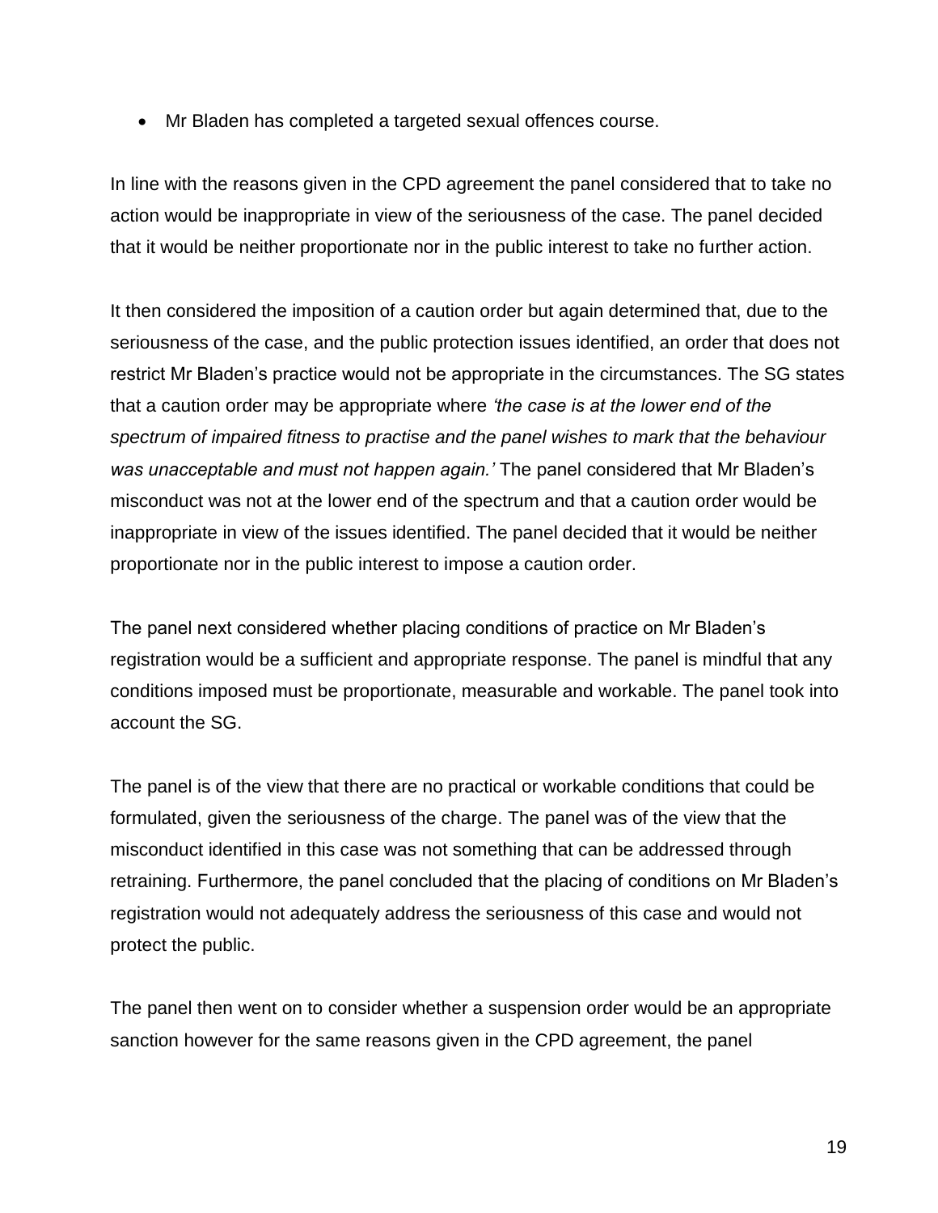- Mr Bladen has completed a targeted sexual offences course.

In line with the reasons given in the CPD agreement the panel considered that to take no action would be inappropriate in view of the seriousness of the case. The panel decided that it would be neither proportionate nor in the public interest to take no further action.

It then considered the imposition of a caution order but again determined that, due to the seriousness of the case, and the public protection issues identified, an order that does not restrict Mr Bladen's practice would not be appropriate in the circumstances. The SG states that a caution order may be appropriate where *'the case is at the lower end of the spectrum of impaired fitness to practise and the panel wishes to mark that the behaviour was unacceptable and must not happen again.'* The panel considered that Mr Bladen's misconduct was not at the lower end of the spectrum and that a caution order would be inappropriate in view of the issues identified. The panel decided that it would be neither proportionate nor in the public interest to impose a caution order.

The panel next considered whether placing conditions of practice on Mr Bladen's registration would be a sufficient and appropriate response. The panel is mindful that any conditions imposed must be proportionate, measurable and workable. The panel took into account the SG.

The panel is of the view that there are no practical or workable conditions that could be formulated, given the seriousness of the charge. The panel was of the view that the misconduct identified in this case was not something that can be addressed through retraining. Furthermore, the panel concluded that the placing of conditions on Mr Bladen's registration would not adequately address the seriousness of this case and would not protect the public.

The panel then went on to consider whether a suspension order would be an appropriate sanction however for the same reasons given in the CPD agreement, the panel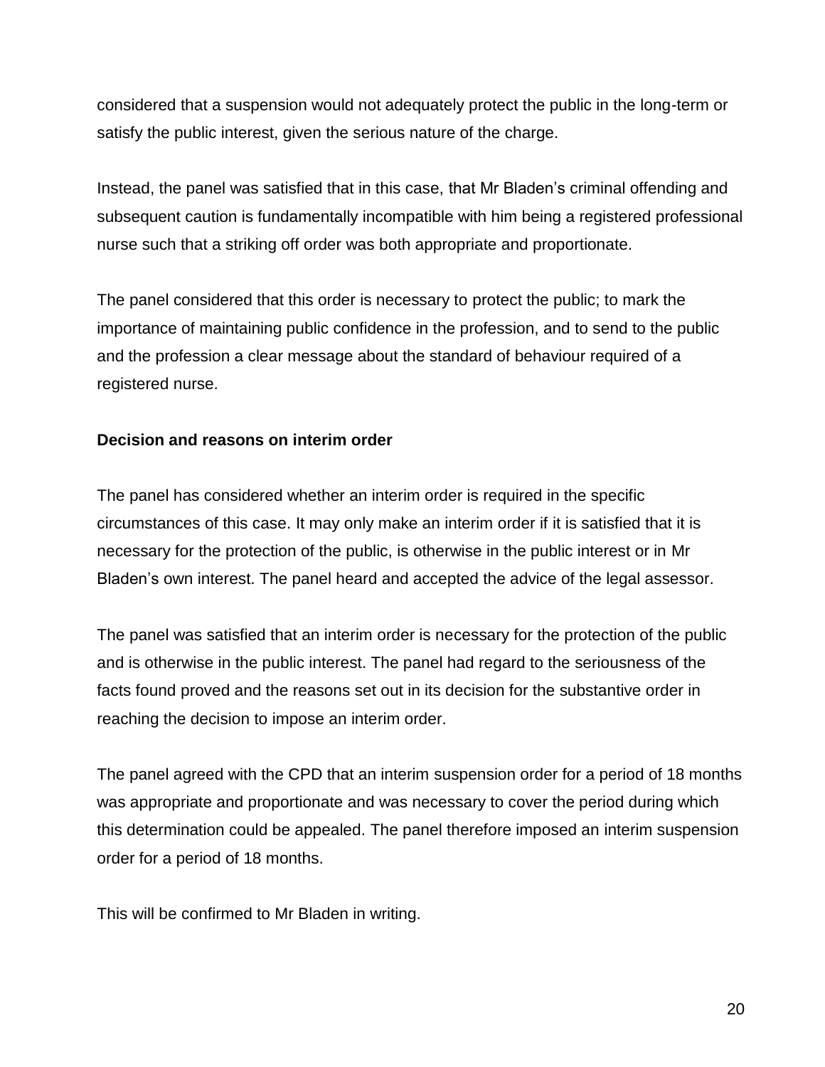considered that a suspension would not adequately protect the public in the long-term or satisfy the public interest, given the serious nature of the charge.

Instead, the panel was satisfied that in this case, that Mr Bladen's criminal offending and subsequent caution is fundamentally incompatible with him being a registered professional nurse such that a striking off order was both appropriate and proportionate.

The panel considered that this order is necessary to protect the public; to mark the importance of maintaining public confidence in the profession, and to send to the public and the profession a clear message about the standard of behaviour required of a registered nurse.

**Decision and reasons on interim order**

The panel has considered whether an interim order is required in the specific circumstances of this case. It may only make an interim order if it is satisfied that it is necessary for the protection of the public, is otherwise in the public interest or in Mr Bladen's own interest. The panel heard and accepted the advice of the legal assessor.

The panel was satisfied that an interim order is necessary for the protection of the public and is otherwise in the public interest. The panel had regard to the seriousness of the facts found proved and the reasons set out in its decision for the substantive order in reaching the decision to impose an interim order.

The panel agreed with the CPD that an interim suspension order for a period of 18 months was appropriate and proportionate and was necessary to cover the period during which this determination could be appealed. The panel therefore imposed an interim suspension order for a period of 18 months.

This will be confirmed to Mr Bladen in writing.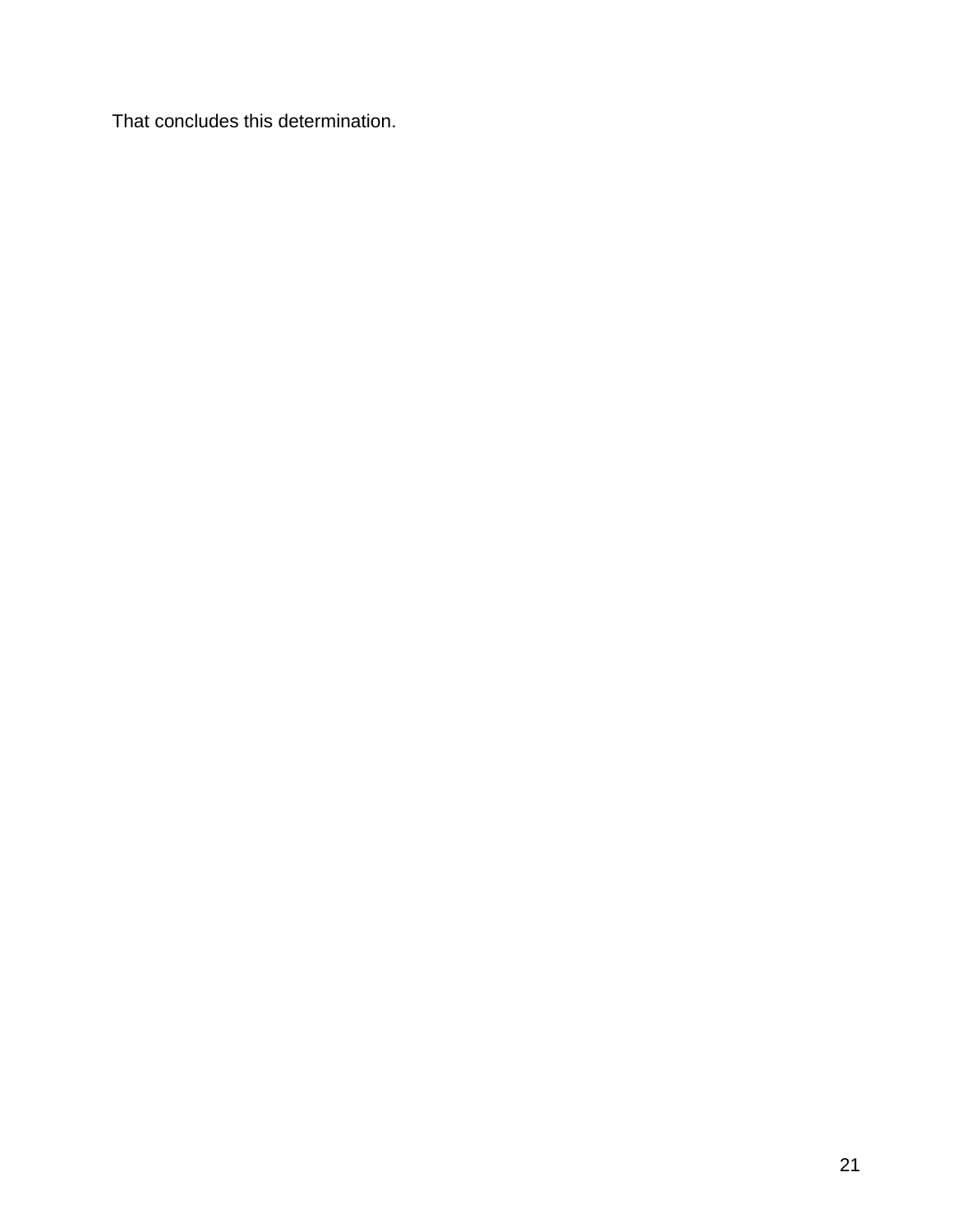That concludes this determination.